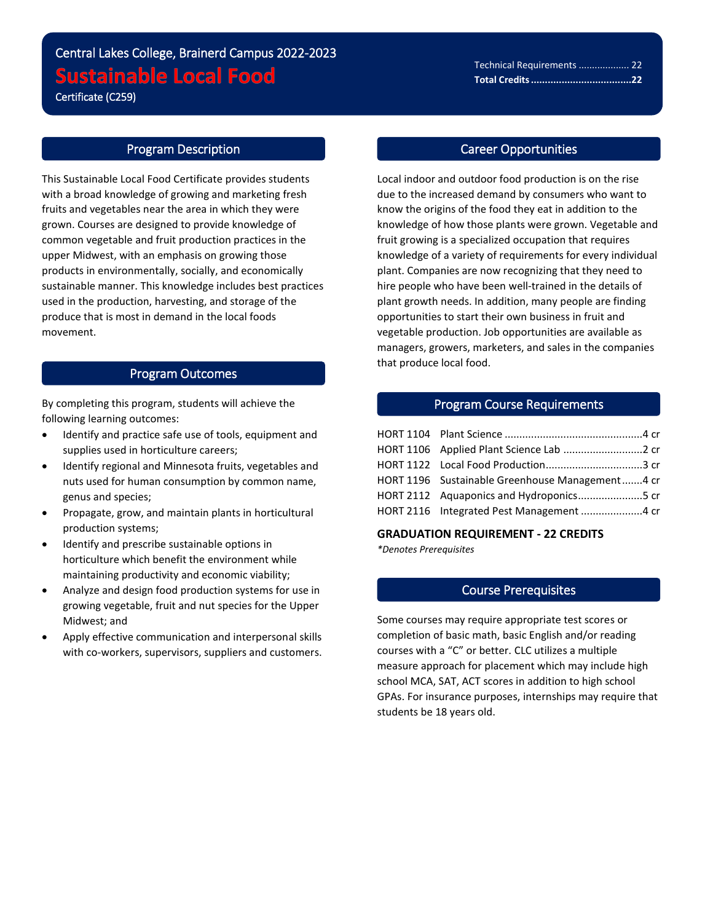Central Lakes College, Brainerd Campus 2022-2023

# Sustainable Local Food

Certificate (C259)

| | |
|---|---|
| Technical Requirements | 22 |
| **Total Credits** | **22** |

## Program Description

This Sustainable Local Food Certificate provides students with a broad knowledge of growing and marketing fresh fruits and vegetables near the area in which they were grown. Courses are designed to provide knowledge of common vegetable and fruit production practices in the upper Midwest, with an emphasis on growing those products in environmentally, socially, and economically sustainable manner. This knowledge includes best practices used in the production, harvesting, and storage of the produce that is most in demand in the local foods movement.

## Program Outcomes

By completing this program, students will achieve the following learning outcomes:

- Identify and practice safe use of tools, equipment and supplies used in horticulture careers;
- Identify regional and Minnesota fruits, vegetables and nuts used for human consumption by common name, genus and species;
- Propagate, grow, and maintain plants in horticultural production systems;
- Identify and prescribe sustainable options in horticulture which benefit the environment while maintaining productivity and economic viability;
- Analyze and design food production systems for use in growing vegetable, fruit and nut species for the Upper Midwest; and
- Apply effective communication and interpersonal skills with co-workers, supervisors, suppliers and customers.

## Career Opportunities

Local indoor and outdoor food production is on the rise due to the increased demand by consumers who want to know the origins of the food they eat in addition to the knowledge of how those plants were grown. Vegetable and fruit growing is a specialized occupation that requires knowledge of a variety of requirements for every individual plant. Companies are now recognizing that they need to hire people who have been well-trained in the details of plant growth needs. In addition, many people are finding opportunities to start their own business in fruit and vegetable production. Job opportunities are available as managers, growers, marketers, and sales in the companies that produce local food.

## Program Course Requirements

| Course | Title | Credits |
|---|---|---|
| HORT 1104 | Plant Science | 4 cr |
| HORT 1106 | Applied Plant Science Lab | 2 cr |
| HORT 1122 | Local Food Production | 3 cr |
| HORT 1196 | Sustainable Greenhouse Management | 4 cr |
| HORT 2112 | Aquaponics and Hydroponics | 5 cr |
| HORT 2116 | Integrated Pest Management | 4 cr |

**GRADUATION REQUIREMENT - 22 CREDITS**

*\*Denotes Prerequisites*

## Course Prerequisites

Some courses may require appropriate test scores or completion of basic math, basic English and/or reading courses with a "C" or better. CLC utilizes a multiple measure approach for placement which may include high school MCA, SAT, ACT scores in addition to high school GPAs. For insurance purposes, internships may require that students be 18 years old.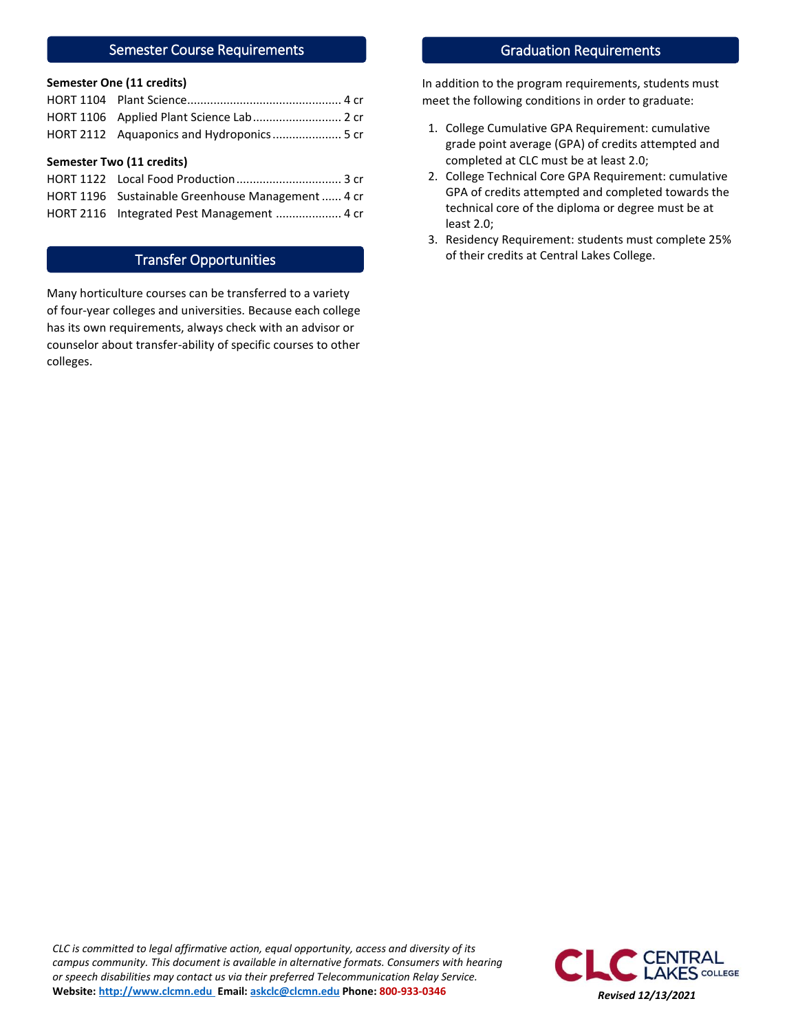## Semester Course Requirements

**Semester One (11 credits)**

HORT 1104 Plant Science .............................................. 4 cr
HORT 1106 Applied Plant Science Lab ........................... 2 cr
HORT 2112 Aquaponics and Hydroponics ..................... 5 cr

**Semester Two (11 credits)**

HORT 1122 Local Food Production ................................ 3 cr
HORT 1196 Sustainable Greenhouse Management ...... 4 cr
HORT 2116 Integrated Pest Management .................... 4 cr

## Transfer Opportunities

Many horticulture courses can be transferred to a variety of four-year colleges and universities. Because each college has its own requirements, always check with an advisor or counselor about transfer-ability of specific courses to other colleges.

## Graduation Requirements

In addition to the program requirements, students must meet the following conditions in order to graduate:

1. College Cumulative GPA Requirement: cumulative grade point average (GPA) of credits attempted and completed at CLC must be at least 2.0;
2. College Technical Core GPA Requirement: cumulative GPA of credits attempted and completed towards the technical core of the diploma or degree must be at least 2.0;
3. Residency Requirement: students must complete 25% of their credits at Central Lakes College.

*CLC is committed to legal affirmative action, equal opportunity, access and diversity of its campus community. This document is available in alternative formats. Consumers with hearing or speech disabilities may contact us via their preferred Telecommunication Relay Service.*
**Website:** http://www.clcmn.edu **Email:** askclc@clcmn.edu **Phone:** 800-933-0346

CLC CENTRAL LAKES COLLEGE

***Revised 12/13/2021***